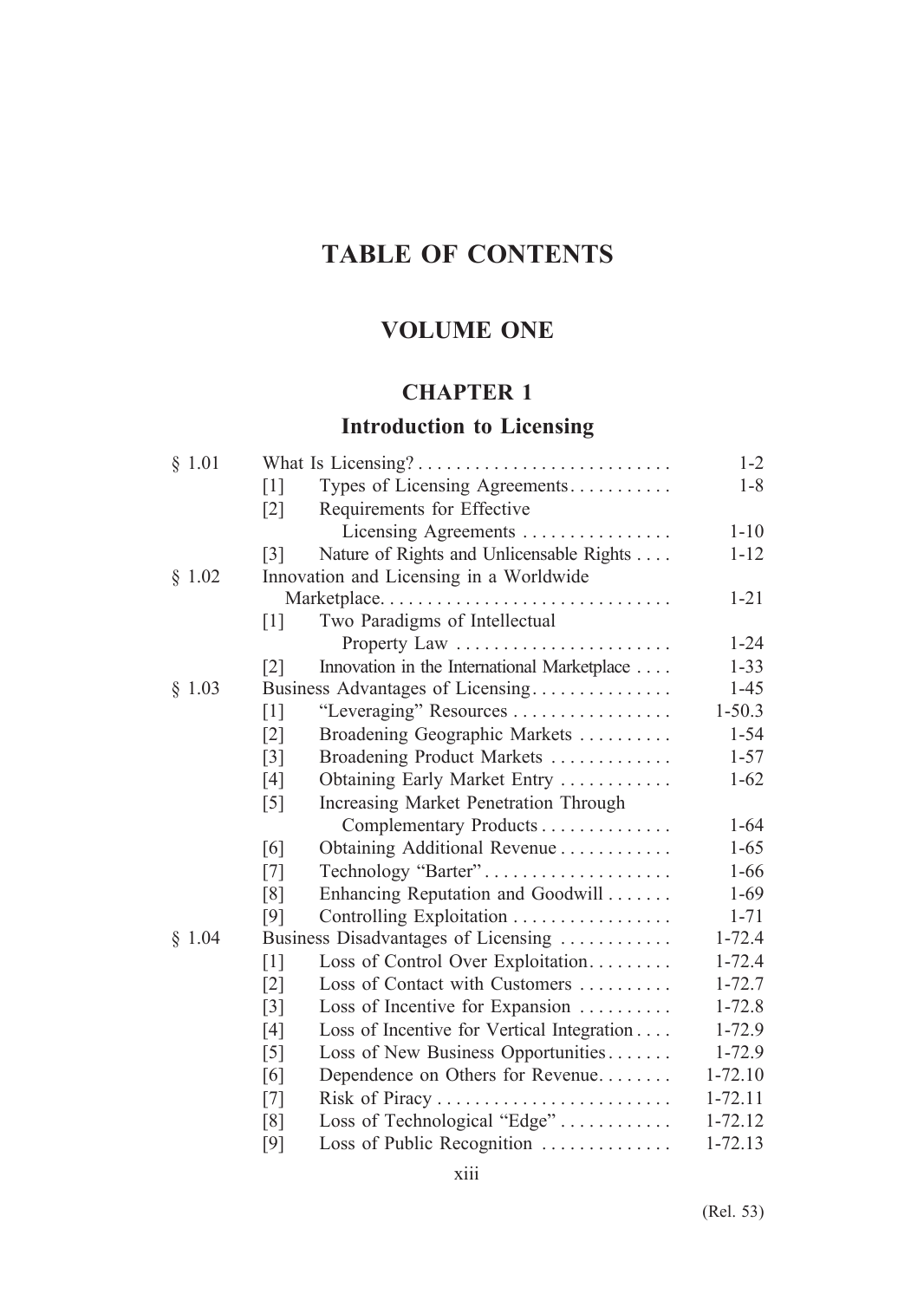# TABLE OF CONTENTS

## VOLUME ONE

### CHAPTER 1

### Introduction to Licensing

| | | |
|---|---|---|
| § 1.01 | What Is Licensing? | 1-2 |
| | [1] Types of Licensing Agreements | 1-8 |
| | [2] Requirements for Effective Licensing Agreements | 1-10 |
| | [3] Nature of Rights and Unlicensable Rights | 1-12 |
| § 1.02 | Innovation and Licensing in a Worldwide Marketplace | 1-21 |
| | [1] Two Paradigms of Intellectual Property Law | 1-24 |
| | [2] Innovation in the International Marketplace | 1-33 |
| § 1.03 | Business Advantages of Licensing | 1-45 |
| | [1] "Leveraging" Resources | 1-50.3 |
| | [2] Broadening Geographic Markets | 1-54 |
| | [3] Broadening Product Markets | 1-57 |
| | [4] Obtaining Early Market Entry | 1-62 |
| | [5] Increasing Market Penetration Through Complementary Products | 1-64 |
| | [6] Obtaining Additional Revenue | 1-65 |
| | [7] Technology "Barter" | 1-66 |
| | [8] Enhancing Reputation and Goodwill | 1-69 |
| | [9] Controlling Exploitation | 1-71 |
| § 1.04 | Business Disadvantages of Licensing | 1-72.4 |
| | [1] Loss of Control Over Exploitation | 1-72.4 |
| | [2] Loss of Contact with Customers | 1-72.7 |
| | [3] Loss of Incentive for Expansion | 1-72.8 |
| | [4] Loss of Incentive for Vertical Integration | 1-72.9 |
| | [5] Loss of New Business Opportunities | 1-72.9 |
| | [6] Dependence on Others for Revenue | 1-72.10 |
| | [7] Risk of Piracy | 1-72.11 |
| | [8] Loss of Technological "Edge" | 1-72.12 |
| | [9] Loss of Public Recognition | 1-72.13 |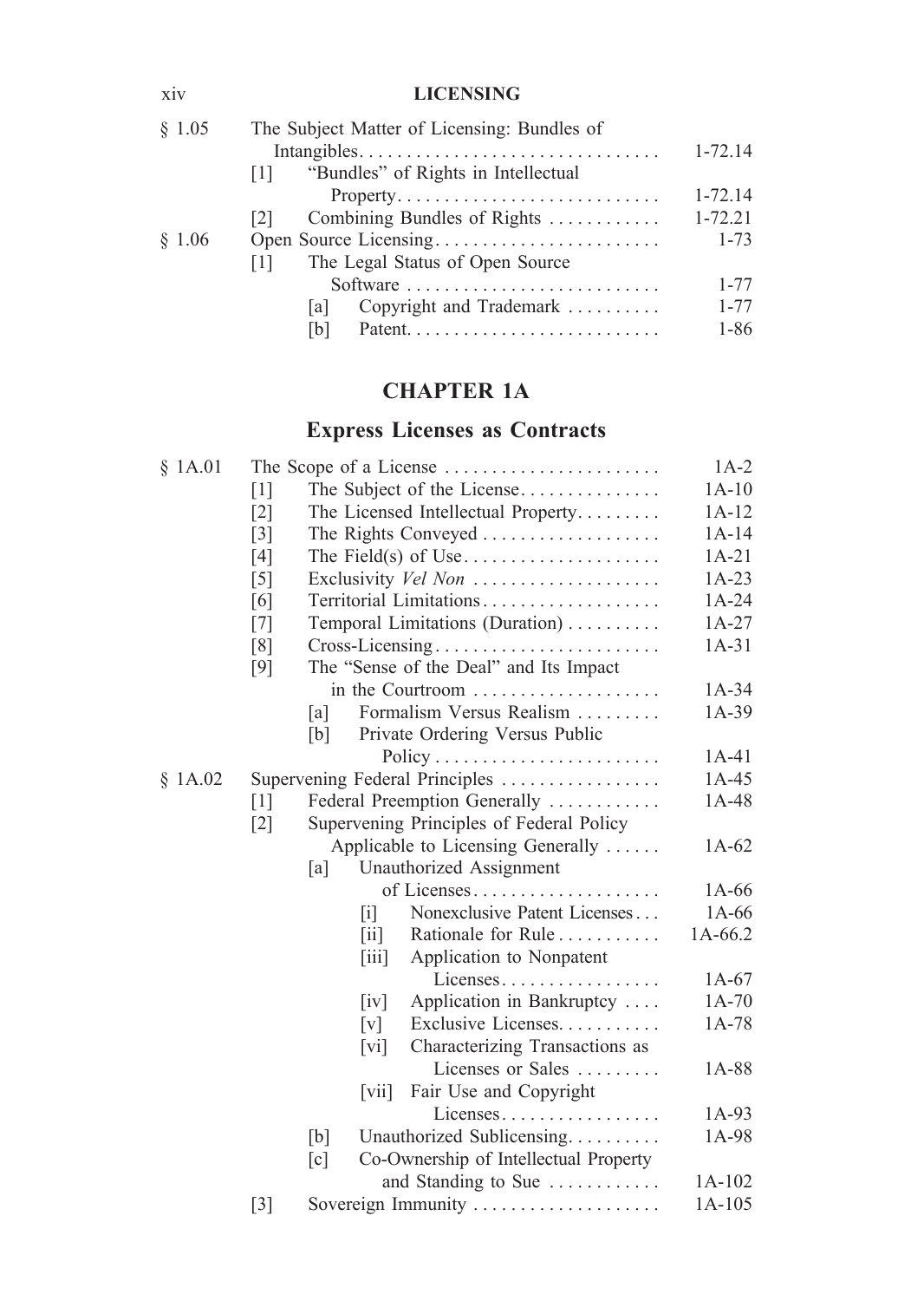| | | |
|---|---|---|
| § 1.05 | The Subject Matter of Licensing: Bundles of Intangibles | 1-72.14 |
| | [1] "Bundles" of Rights in Intellectual Property | 1-72.14 |
| | [2] Combining Bundles of Rights | 1-72.21 |
| § 1.06 | Open Source Licensing | 1-73 |
| | [1] The Legal Status of Open Source Software | 1-77 |
| | [a] Copyright and Trademark | 1-77 |
| | [b] Patent | 1-86 |

## CHAPTER 1A

## Express Licenses as Contracts

| | | |
|---|---|---|
| § 1A.01 | The Scope of a License | 1A-2 |
| | [1] The Subject of the License | 1A-10 |
| | [2] The Licensed Intellectual Property | 1A-12 |
| | [3] The Rights Conveyed | 1A-14 |
| | [4] The Field(s) of Use | 1A-21 |
| | [5] Exclusivity *Vel Non* | 1A-23 |
| | [6] Territorial Limitations | 1A-24 |
| | [7] Temporal Limitations (Duration) | 1A-27 |
| | [8] Cross-Licensing | 1A-31 |
| | [9] The "Sense of the Deal" and Its Impact in the Courtroom | 1A-34 |
| | [a] Formalism Versus Realism | 1A-39 |
| | [b] Private Ordering Versus Public Policy | 1A-41 |
| § 1A.02 | Supervening Federal Principles | 1A-45 |
| | [1] Federal Preemption Generally | 1A-48 |
| | [2] Supervening Principles of Federal Policy Applicable to Licensing Generally | 1A-62 |
| | [a] Unauthorized Assignment of Licenses | 1A-66 |
| | [i] Nonexclusive Patent Licenses | 1A-66 |
| | [ii] Rationale for Rule | 1A-66.2 |
| | [iii] Application to Nonpatent Licenses | 1A-67 |
| | [iv] Application in Bankruptcy | 1A-70 |
| | [v] Exclusive Licenses | 1A-78 |
| | [vi] Characterizing Transactions as Licenses or Sales | 1A-88 |
| | [vii] Fair Use and Copyright Licenses | 1A-93 |
| | [b] Unauthorized Sublicensing | 1A-98 |
| | [c] Co-Ownership of Intellectual Property and Standing to Sue | 1A-102 |
| | [3] Sovereign Immunity | 1A-105 |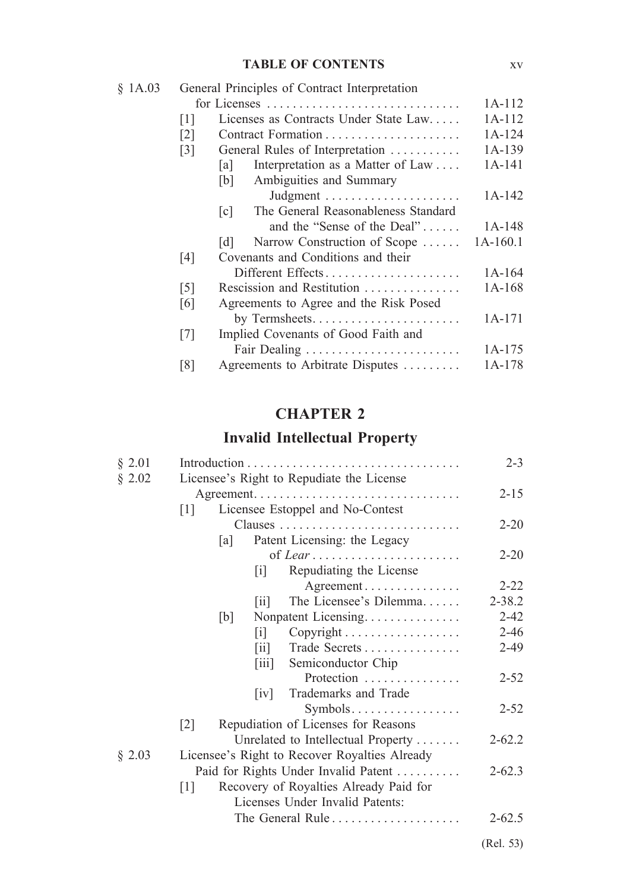| | | | | | |
|---|---|---|---|---|---|
| § 1A.03 | General Principles of Contract Interpretation for Licenses | | | | 1A-112 |
| | [1] | Licenses as Contracts Under State Law | | | 1A-112 |
| | [2] | Contract Formation | | | 1A-124 |
| | [3] | General Rules of Interpretation | | | 1A-139 |
| | | [a] | Interpretation as a Matter of Law | | 1A-141 |
| | | [b] | Ambiguities and Summary Judgment | | 1A-142 |
| | | [c] | The General Reasonableness Standard and the "Sense of the Deal" | | 1A-148 |
| | | [d] | Narrow Construction of Scope | | 1A-160.1 |
| | [4] | Covenants and Conditions and their Different Effects | | | 1A-164 |
| | [5] | Rescission and Restitution | | | 1A-168 |
| | [6] | Agreements to Agree and the Risk Posed by Termsheets | | | 1A-171 |
| | [7] | Implied Covenants of Good Faith and Fair Dealing | | | 1A-175 |
| | [8] | Agreements to Arbitrate Disputes | | | 1A-178 |

## CHAPTER 2

## Invalid Intellectual Property

| | | | | | |
|---|---|---|---|---|---|
| § 2.01 | Introduction | | | | 2-3 |
| § 2.02 | Licensee's Right to Repudiate the License Agreement | | | | 2-15 |
| | [1] | Licensee Estoppel and No-Contest Clauses | | | 2-20 |
| | | [a] | Patent Licensing: the Legacy of *Lear* | | 2-20 |
| | | | [i] | Repudiating the License Agreement | 2-22 |
| | | | [ii] | The Licensee's Dilemma | 2-38.2 |
| | | [b] | Nonpatent Licensing | | 2-42 |
| | | | [i] | Copyright | 2-46 |
| | | | [ii] | Trade Secrets | 2-49 |
| | | | [iii] | Semiconductor Chip Protection | 2-52 |
| | | | [iv] | Trademarks and Trade Symbols | 2-52 |
| | [2] | Repudiation of Licenses for Reasons Unrelated to Intellectual Property | | | 2-62.2 |
| § 2.03 | Licensee's Right to Recover Royalties Already Paid for Rights Under Invalid Patent | | | | 2-62.3 |
| | [1] | Recovery of Royalties Already Paid for Licenses Under Invalid Patents: The General Rule | | | 2-62.5 |

(Rel. 53)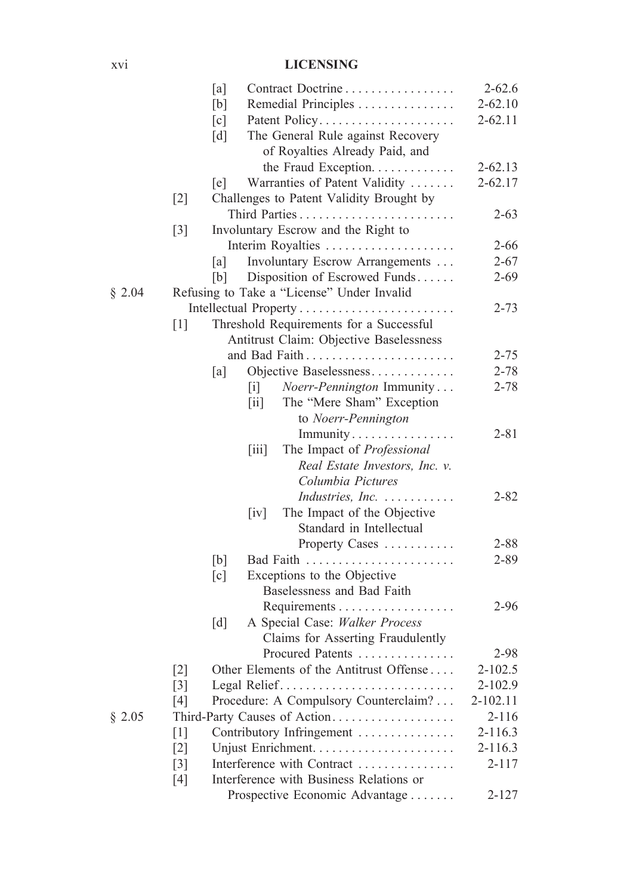| | | | | | |
|---|---|---|---|---|---|
| | | [a] | | Contract Doctrine | 2-62.6 |
| | | [b] | | Remedial Principles | 2-62.10 |
| | | [c] | | Patent Policy | 2-62.11 |
| | | [d] | | The General Rule against Recovery of Royalties Already Paid, and the Fraud Exception | 2-62.13 |
| | | [e] | | Warranties of Patent Validity | 2-62.17 |
| | [2] | | | Challenges to Patent Validity Brought by Third Parties | 2-63 |
| | [3] | | | Involuntary Escrow and the Right to Interim Royalties | 2-66 |
| | | [a] | | Involuntary Escrow Arrangements | 2-67 |
| | | [b] | | Disposition of Escrowed Funds | 2-69 |
| § 2.04 | | | | Refusing to Take a "License" Under Invalid Intellectual Property | 2-73 |
| | [1] | | | Threshold Requirements for a Successful Antitrust Claim: Objective Baselessness and Bad Faith | 2-75 |
| | | [a] | | Objective Baselessness | 2-78 |
| | | | [i] | *Noerr-Pennington* Immunity | 2-78 |
| | | | [ii] | The "Mere Sham" Exception to *Noerr-Pennington* Immunity | 2-81 |
| | | | [iii] | The Impact of *Professional Real Estate Investors, Inc. v. Columbia Pictures Industries, Inc.* | 2-82 |
| | | | [iv] | The Impact of the Objective Standard in Intellectual Property Cases | 2-88 |
| | | [b] | | Bad Faith | 2-89 |
| | | [c] | | Exceptions to the Objective Baselessness and Bad Faith Requirements | 2-96 |
| | | [d] | | A Special Case: *Walker Process* Claims for Asserting Fraudulently Procured Patents | 2-98 |
| | [2] | | | Other Elements of the Antitrust Offense | 2-102.5 |
| | [3] | | | Legal Relief | 2-102.9 |
| | [4] | | | Procedure: A Compulsory Counterclaim? | 2-102.11 |
| § 2.05 | | | | Third-Party Causes of Action | 2-116 |
| | [1] | | | Contributory Infringement | 2-116.3 |
| | [2] | | | Unjust Enrichment | 2-116.3 |
| | [3] | | | Interference with Contract | 2-117 |
| | [4] | | | Interference with Business Relations or Prospective Economic Advantage | 2-127 |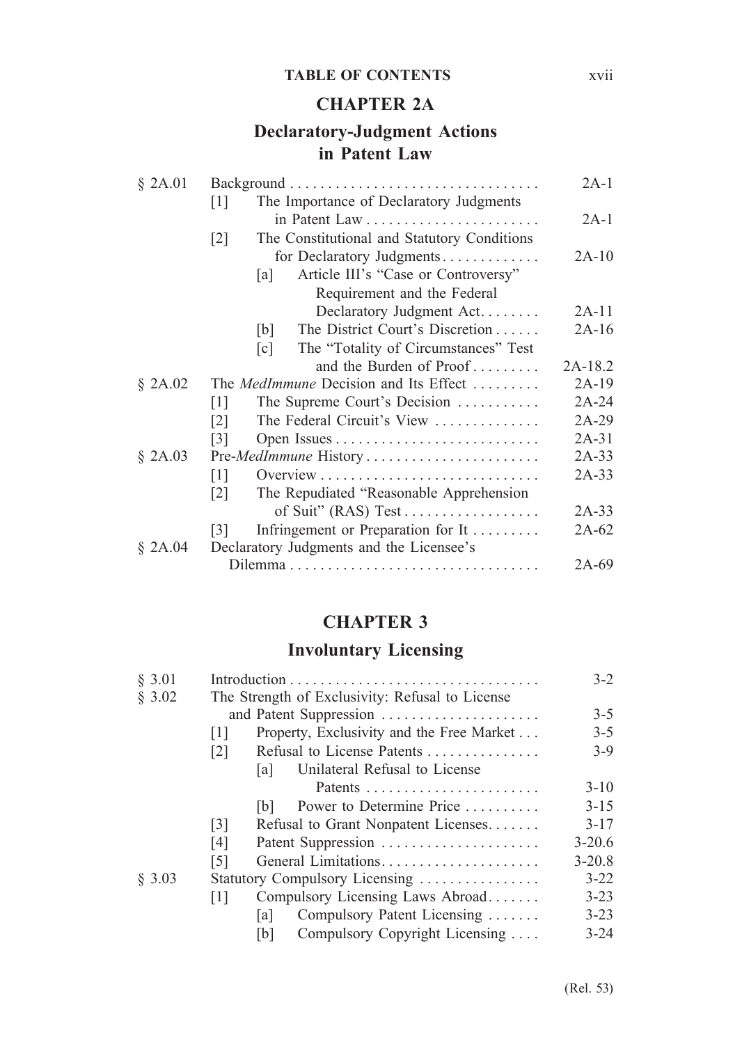## CHAPTER 2A

## Declaratory-Judgment Actions in Patent Law

| | | |
|---|---|---|
| § 2A.01 | Background | 2A-1 |
| | [1] The Importance of Declaratory Judgments in Patent Law | 2A-1 |
| | [2] The Constitutional and Statutory Conditions for Declaratory Judgments | 2A-10 |
| | [a] Article III's "Case or Controversy" Requirement and the Federal Declaratory Judgment Act | 2A-11 |
| | [b] The District Court's Discretion | 2A-16 |
| | [c] The "Totality of Circumstances" Test and the Burden of Proof | 2A-18.2 |
| § 2A.02 | The *MedImmune* Decision and Its Effect | 2A-19 |
| | [1] The Supreme Court's Decision | 2A-24 |
| | [2] The Federal Circuit's View | 2A-29 |
| | [3] Open Issues | 2A-31 |
| § 2A.03 | Pre-*MedImmune* History | 2A-33 |
| | [1] Overview | 2A-33 |
| | [2] The Repudiated "Reasonable Apprehension of Suit" (RAS) Test | 2A-33 |
| | [3] Infringement or Preparation for It | 2A-62 |
| § 2A.04 | Declaratory Judgments and the Licensee's Dilemma | 2A-69 |

## CHAPTER 3

## Involuntary Licensing

| | | |
|---|---|---|
| § 3.01 | Introduction | 3-2 |
| § 3.02 | The Strength of Exclusivity: Refusal to License and Patent Suppression | 3-5 |
| | [1] Property, Exclusivity and the Free Market | 3-5 |
| | [2] Refusal to License Patents | 3-9 |
| | [a] Unilateral Refusal to License Patents | 3-10 |
| | [b] Power to Determine Price | 3-15 |
| | [3] Refusal to Grant Nonpatent Licenses | 3-17 |
| | [4] Patent Suppression | 3-20.6 |
| | [5] General Limitations | 3-20.8 |
| § 3.03 | Statutory Compulsory Licensing | 3-22 |
| | [1] Compulsory Licensing Laws Abroad | 3-23 |
| | [a] Compulsory Patent Licensing | 3-23 |
| | [b] Compulsory Copyright Licensing | 3-24 |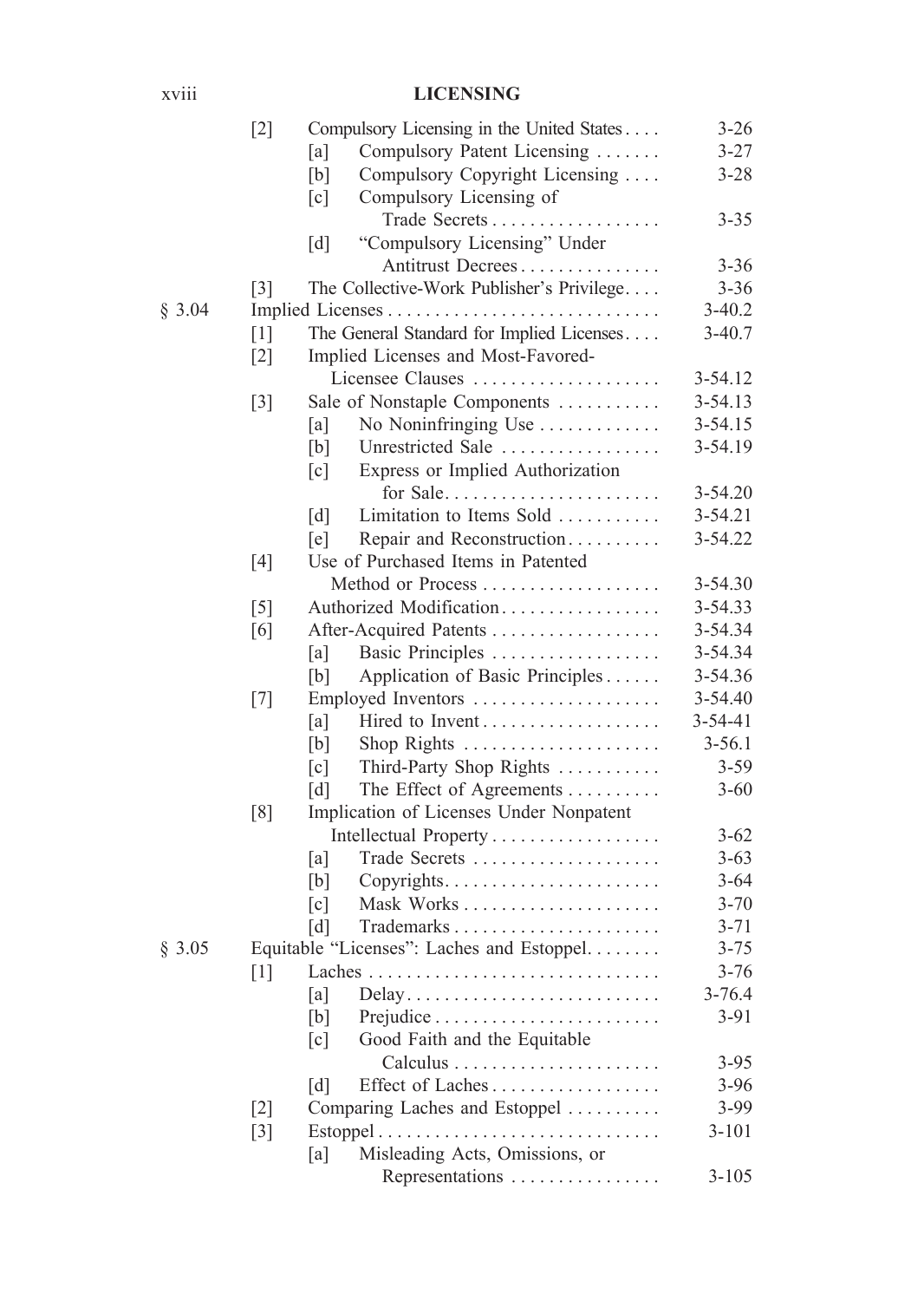| | | | | |
|---|---|---|---|---|
| | [2] | Compulsory Licensing in the United States | | 3-26 |
| | | [a] | Compulsory Patent Licensing | 3-27 |
| | | [b] | Compulsory Copyright Licensing | 3-28 |
| | | [c] | Compulsory Licensing of Trade Secrets | 3-35 |
| | | [d] | "Compulsory Licensing" Under Antitrust Decrees | 3-36 |
| | [3] | The Collective-Work Publisher's Privilege | | 3-36 |
| § 3.04 | Implied Licenses | | | 3-40.2 |
| | [1] | The General Standard for Implied Licenses | | 3-40.7 |
| | [2] | Implied Licenses and Most-Favored-Licensee Clauses | | 3-54.12 |
| | [3] | Sale of Nonstaple Components | | 3-54.13 |
| | | [a] | No Noninfringing Use | 3-54.15 |
| | | [b] | Unrestricted Sale | 3-54.19 |
| | | [c] | Express or Implied Authorization for Sale | 3-54.20 |
| | | [d] | Limitation to Items Sold | 3-54.21 |
| | | [e] | Repair and Reconstruction | 3-54.22 |
| | [4] | Use of Purchased Items in Patented Method or Process | | 3-54.30 |
| | [5] | Authorized Modification | | 3-54.33 |
| | [6] | After-Acquired Patents | | 3-54.34 |
| | | [a] | Basic Principles | 3-54.34 |
| | | [b] | Application of Basic Principles | 3-54.36 |
| | [7] | Employed Inventors | | 3-54.40 |
| | | [a] | Hired to Invent | 3-54-41 |
| | | [b] | Shop Rights | 3-56.1 |
| | | [c] | Third-Party Shop Rights | 3-59 |
| | | [d] | The Effect of Agreements | 3-60 |
| | [8] | Implication of Licenses Under Nonpatent Intellectual Property | | 3-62 |
| | | [a] | Trade Secrets | 3-63 |
| | | [b] | Copyrights | 3-64 |
| | | [c] | Mask Works | 3-70 |
| | | [d] | Trademarks | 3-71 |
| § 3.05 | Equitable "Licenses": Laches and Estoppel | | | 3-75 |
| | [1] | Laches | | 3-76 |
| | | [a] | Delay | 3-76.4 |
| | | [b] | Prejudice | 3-91 |
| | | [c] | Good Faith and the Equitable Calculus | 3-95 |
| | | [d] | Effect of Laches | 3-96 |
| | [2] | Comparing Laches and Estoppel | | 3-99 |
| | [3] | Estoppel | | 3-101 |
| | | [a] | Misleading Acts, Omissions, or Representations | 3-105 |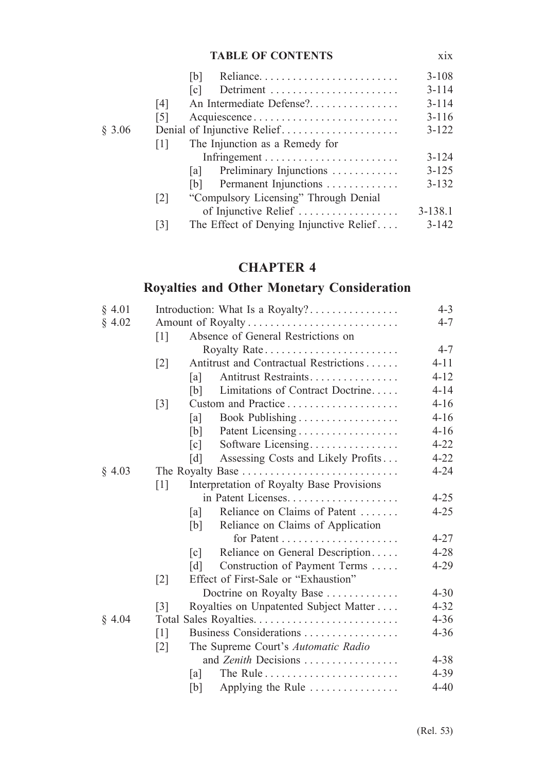| | | | | |
|---|---|---|---|---|
| | | [b] | Reliance | 3-108 |
| | | [c] | Detriment | 3-114 |
| | [4] | | An Intermediate Defense? | 3-114 |
| | [5] | | Acquiescence | 3-116 |
| § 3.06 | | | Denial of Injunctive Relief | 3-122 |
| | [1] | | The Injunction as a Remedy for Infringement | 3-124 |
| | | [a] | Preliminary Injunctions | 3-125 |
| | | [b] | Permanent Injunctions | 3-132 |
| | [2] | | "Compulsory Licensing" Through Denial of Injunctive Relief | 3-138.1 |
| | [3] | | The Effect of Denying Injunctive Relief | 3-142 |

## CHAPTER 4

## Royalties and Other Monetary Consideration

| | | | | |
|---|---|---|---|---|
| § 4.01 | | | Introduction: What Is a Royalty? | 4-3 |
| § 4.02 | | | Amount of Royalty | 4-7 |
| | [1] | | Absence of General Restrictions on Royalty Rate | 4-7 |
| | [2] | | Antitrust and Contractual Restrictions | 4-11 |
| | | [a] | Antitrust Restraints | 4-12 |
| | | [b] | Limitations of Contract Doctrine | 4-14 |
| | [3] | | Custom and Practice | 4-16 |
| | | [a] | Book Publishing | 4-16 |
| | | [b] | Patent Licensing | 4-16 |
| | | [c] | Software Licensing | 4-22 |
| | | [d] | Assessing Costs and Likely Profits | 4-22 |
| § 4.03 | | | The Royalty Base | 4-24 |
| | [1] | | Interpretation of Royalty Base Provisions in Patent Licenses | 4-25 |
| | | [a] | Reliance on Claims of Patent | 4-25 |
| | | [b] | Reliance on Claims of Application for Patent | 4-27 |
| | | [c] | Reliance on General Description | 4-28 |
| | | [d] | Construction of Payment Terms | 4-29 |
| | [2] | | Effect of First-Sale or "Exhaustion" Doctrine on Royalty Base | 4-30 |
| | [3] | | Royalties on Unpatented Subject Matter | 4-32 |
| § 4.04 | | | Total Sales Royalties | 4-36 |
| | [1] | | Business Considerations | 4-36 |
| | [2] | | The Supreme Court's *Automatic Radio* and *Zenith* Decisions | 4-38 |
| | | [a] | The Rule | 4-39 |
| | | [b] | Applying the Rule | 4-40 |

(Rel. 53)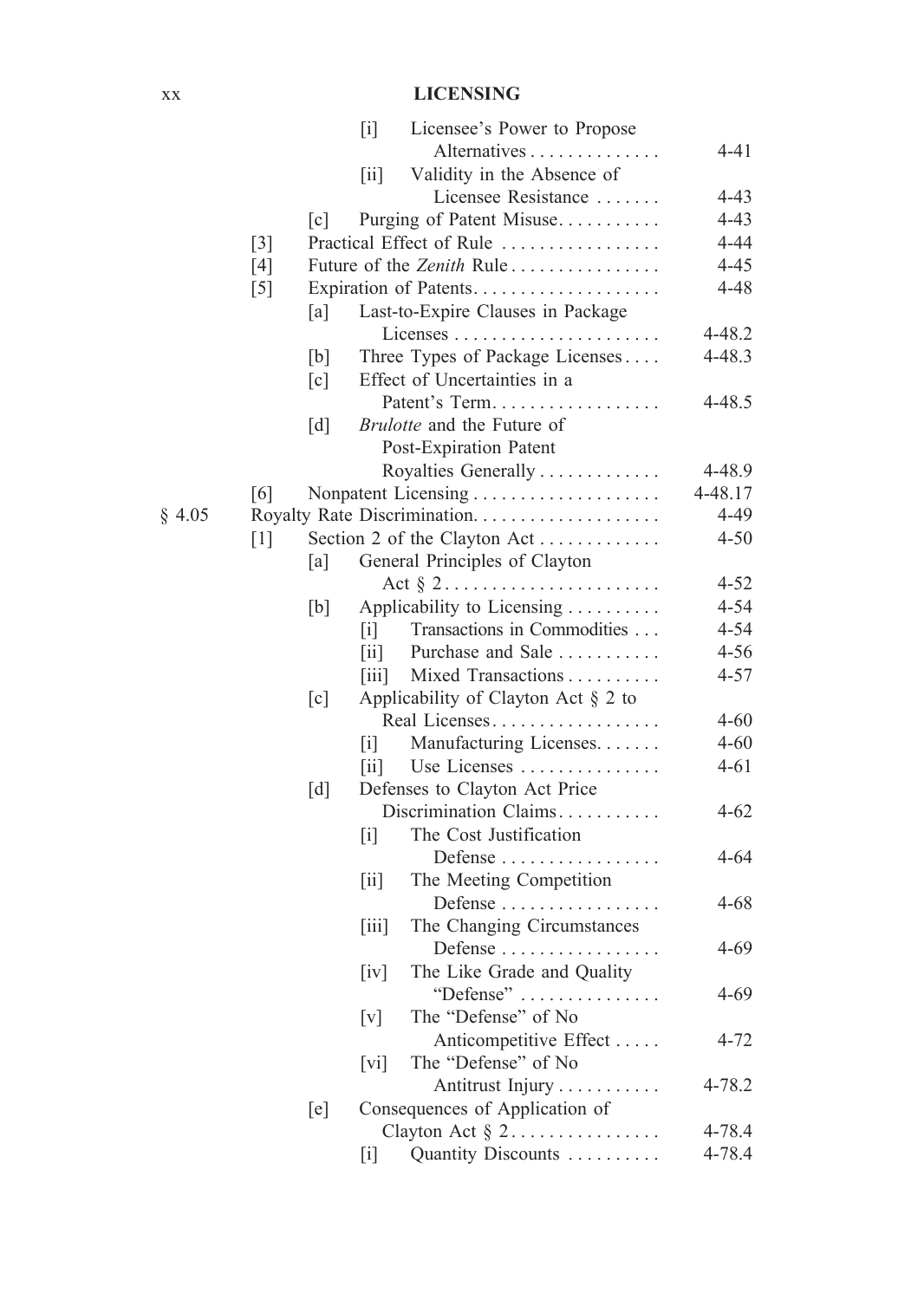| | | | | |
|---|---|---|---|---|
| | | | [i] Licensee's Power to Propose Alternatives | 4-41 |
| | | | [ii] Validity in the Absence of Licensee Resistance | 4-43 |
| | | [c] | Purging of Patent Misuse | 4-43 |
| | [3] | | Practical Effect of Rule | 4-44 |
| | [4] | | Future of the *Zenith* Rule | 4-45 |
| | [5] | | Expiration of Patents | 4-48 |
| | | [a] | Last-to-Expire Clauses in Package Licenses | 4-48.2 |
| | | [b] | Three Types of Package Licenses | 4-48.3 |
| | | [c] | Effect of Uncertainties in a Patent's Term | 4-48.5 |
| | | [d] | *Brulotte* and the Future of Post-Expiration Patent Royalties Generally | 4-48.9 |
| | [6] | | Nonpatent Licensing | 4-48.17 |
| § 4.05 | | | Royalty Rate Discrimination | 4-49 |
| | [1] | | Section 2 of the Clayton Act | 4-50 |
| | | [a] | General Principles of Clayton Act § 2 | 4-52 |
| | | [b] | Applicability to Licensing | 4-54 |
| | | | [i] Transactions in Commodities | 4-54 |
| | | | [ii] Purchase and Sale | 4-56 |
| | | | [iii] Mixed Transactions | 4-57 |
| | | [c] | Applicability of Clayton Act § 2 to Real Licenses | 4-60 |
| | | | [i] Manufacturing Licenses | 4-60 |
| | | | [ii] Use Licenses | 4-61 |
| | | [d] | Defenses to Clayton Act Price Discrimination Claims | 4-62 |
| | | | [i] The Cost Justification Defense | 4-64 |
| | | | [ii] The Meeting Competition Defense | 4-68 |
| | | | [iii] The Changing Circumstances Defense | 4-69 |
| | | | [iv] The Like Grade and Quality "Defense" | 4-69 |
| | | | [v] The "Defense" of No Anticompetitive Effect | 4-72 |
| | | | [vi] The "Defense" of No Antitrust Injury | 4-78.2 |
| | | [e] | Consequences of Application of Clayton Act § 2 | 4-78.4 |
| | | | [i] Quantity Discounts | 4-78.4 |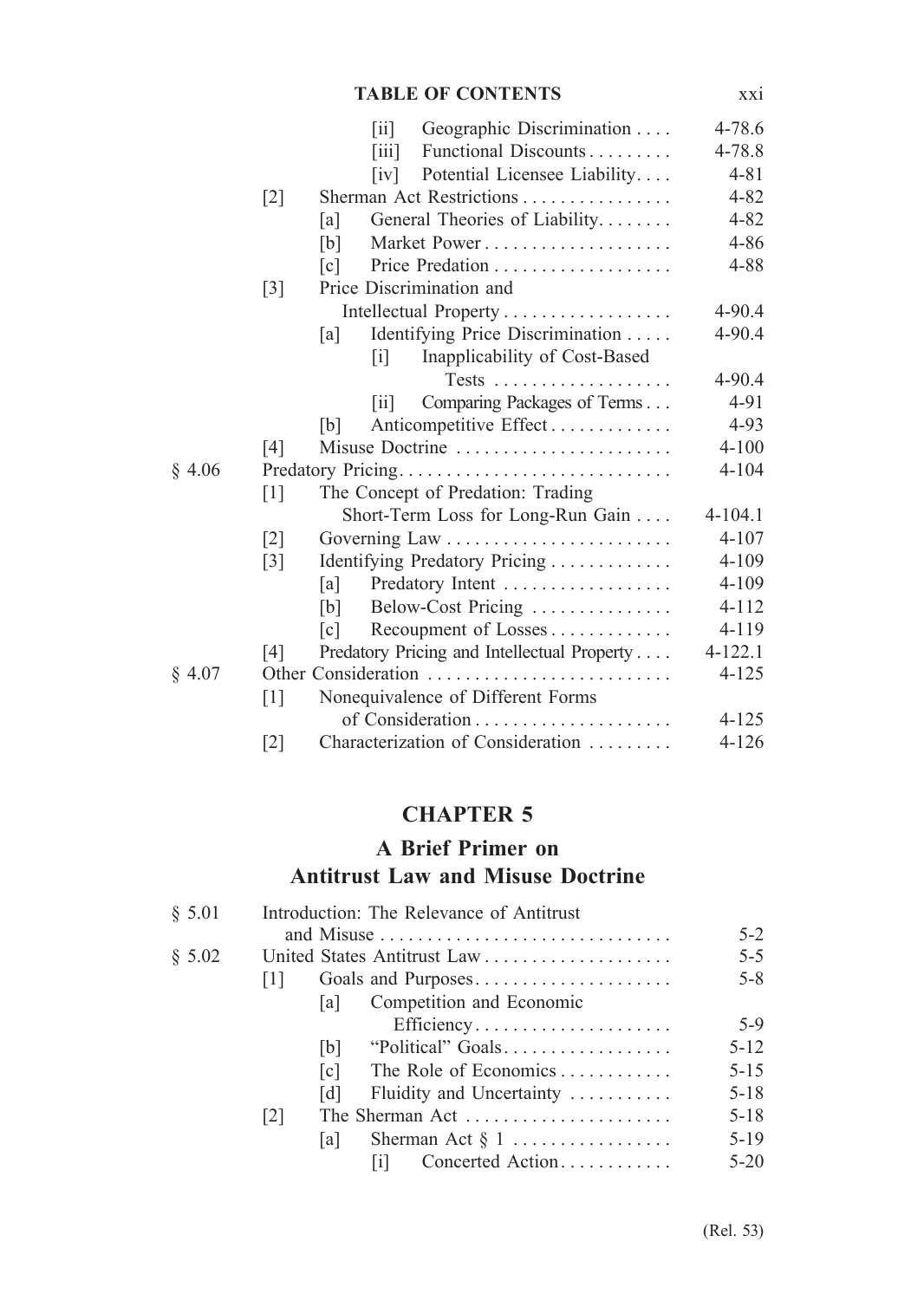| | | | | | |
|---|---|---|---|---|---|
| | | | [ii] | Geographic Discrimination | 4-78.6 |
| | | | [iii] | Functional Discounts | 4-78.8 |
| | | | [iv] | Potential Licensee Liability | 4-81 |
| | [2] | Sherman Act Restrictions | | | 4-82 |
| | | [a] | General Theories of Liability | | 4-82 |
| | | [b] | Market Power | | 4-86 |
| | | [c] | Price Predation | | 4-88 |
| | [3] | Price Discrimination and Intellectual Property | | | 4-90.4 |
| | | [a] | Identifying Price Discrimination | | 4-90.4 |
| | | | [i] | Inapplicability of Cost-Based Tests | 4-90.4 |
| | | | [ii] | Comparing Packages of Terms | 4-91 |
| | | [b] | Anticompetitive Effect | | 4-93 |
| | [4] | Misuse Doctrine | | | 4-100 |
| § 4.06 | Predatory Pricing | | | | 4-104 |
| | [1] | The Concept of Predation: Trading Short-Term Loss for Long-Run Gain | | | 4-104.1 |
| | [2] | Governing Law | | | 4-107 |
| | [3] | Identifying Predatory Pricing | | | 4-109 |
| | | [a] | Predatory Intent | | 4-109 |
| | | [b] | Below-Cost Pricing | | 4-112 |
| | | [c] | Recoupment of Losses | | 4-119 |
| | [4] | Predatory Pricing and Intellectual Property | | | 4-122.1 |
| § 4.07 | Other Consideration | | | | 4-125 |
| | [1] | Nonequivalence of Different Forms of Consideration | | | 4-125 |
| | [2] | Characterization of Consideration | | | 4-126 |

## CHAPTER 5

## A Brief Primer on Antitrust Law and Misuse Doctrine

| | | | | | |
|---|---|---|---|---|---|
| § 5.01 | Introduction: The Relevance of Antitrust and Misuse | | | | 5-2 |
| § 5.02 | United States Antitrust Law | | | | 5-5 |
| | [1] | Goals and Purposes | | | 5-8 |
| | | [a] | Competition and Economic Efficiency | | 5-9 |
| | | [b] | "Political" Goals | | 5-12 |
| | | [c] | The Role of Economics | | 5-15 |
| | | [d] | Fluidity and Uncertainty | | 5-18 |
| | [2] | The Sherman Act | | | 5-18 |
| | | [a] | Sherman Act § 1 | | 5-19 |
| | | | [i] | Concerted Action | 5-20 |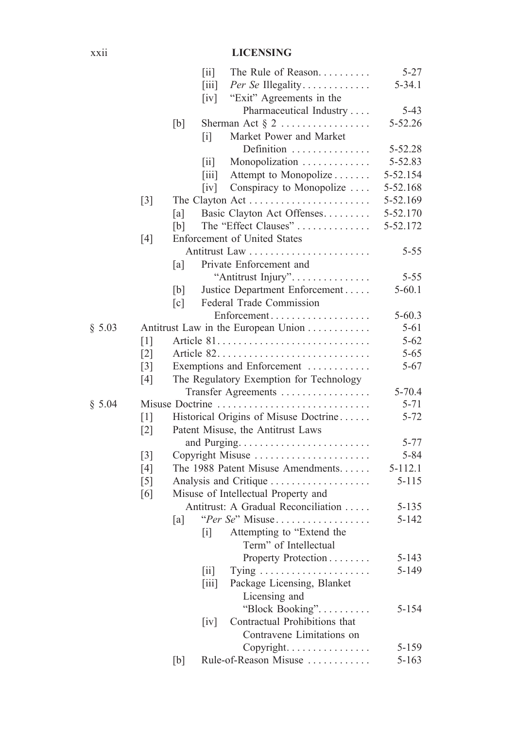| | | | | | |
|---|---|---|---|---|---|
| | | | [ii] | The Rule of Reason | 5-27 |
| | | | [iii] | *Per Se* Illegality | 5-34.1 |
| | | | [iv] | "Exit" Agreements in the Pharmaceutical Industry | 5-43 |
| | | [b] | | Sherman Act § 2 | 5-52.26 |
| | | | [i] | Market Power and Market Definition | 5-52.28 |
| | | | [ii] | Monopolization | 5-52.83 |
| | | | [iii] | Attempt to Monopolize | 5-52.154 |
| | | | [iv] | Conspiracy to Monopolize | 5-52.168 |
| | [3] | | | The Clayton Act | 5-52.169 |
| | | [a] | | Basic Clayton Act Offenses | 5-52.170 |
| | | [b] | | The "Effect Clauses" | 5-52.172 |
| | [4] | | | Enforcement of United States Antitrust Law | 5-55 |
| | | [a] | | Private Enforcement and "Antitrust Injury" | 5-55 |
| | | [b] | | Justice Department Enforcement | 5-60.1 |
| | | [c] | | Federal Trade Commission Enforcement | 5-60.3 |
| § 5.03 | | | | Antitrust Law in the European Union | 5-61 |
| | [1] | | | Article 81 | 5-62 |
| | [2] | | | Article 82 | 5-65 |
| | [3] | | | Exemptions and Enforcement | 5-67 |
| | [4] | | | The Regulatory Exemption for Technology Transfer Agreements | 5-70.4 |
| § 5.04 | | | | Misuse Doctrine | 5-71 |
| | [1] | | | Historical Origins of Misuse Doctrine | 5-72 |
| | [2] | | | Patent Misuse, the Antitrust Laws and Purging | 5-77 |
| | [3] | | | Copyright Misuse | 5-84 |
| | [4] | | | The 1988 Patent Misuse Amendments | 5-112.1 |
| | [5] | | | Analysis and Critique | 5-115 |
| | [6] | | | Misuse of Intellectual Property and Antitrust: A Gradual Reconciliation | 5-135 |
| | | [a] | | "*Per Se*" Misuse | 5-142 |
| | | | [i] | Attempting to "Extend the Term" of Intellectual Property Protection | 5-143 |
| | | | [ii] | Tying | 5-149 |
| | | | [iii] | Package Licensing, Blanket Licensing and "Block Booking" | 5-154 |
| | | | [iv] | Contractual Prohibitions that Contravene Limitations on Copyright | 5-159 |
| | | [b] | | Rule-of-Reason Misuse | 5-163 |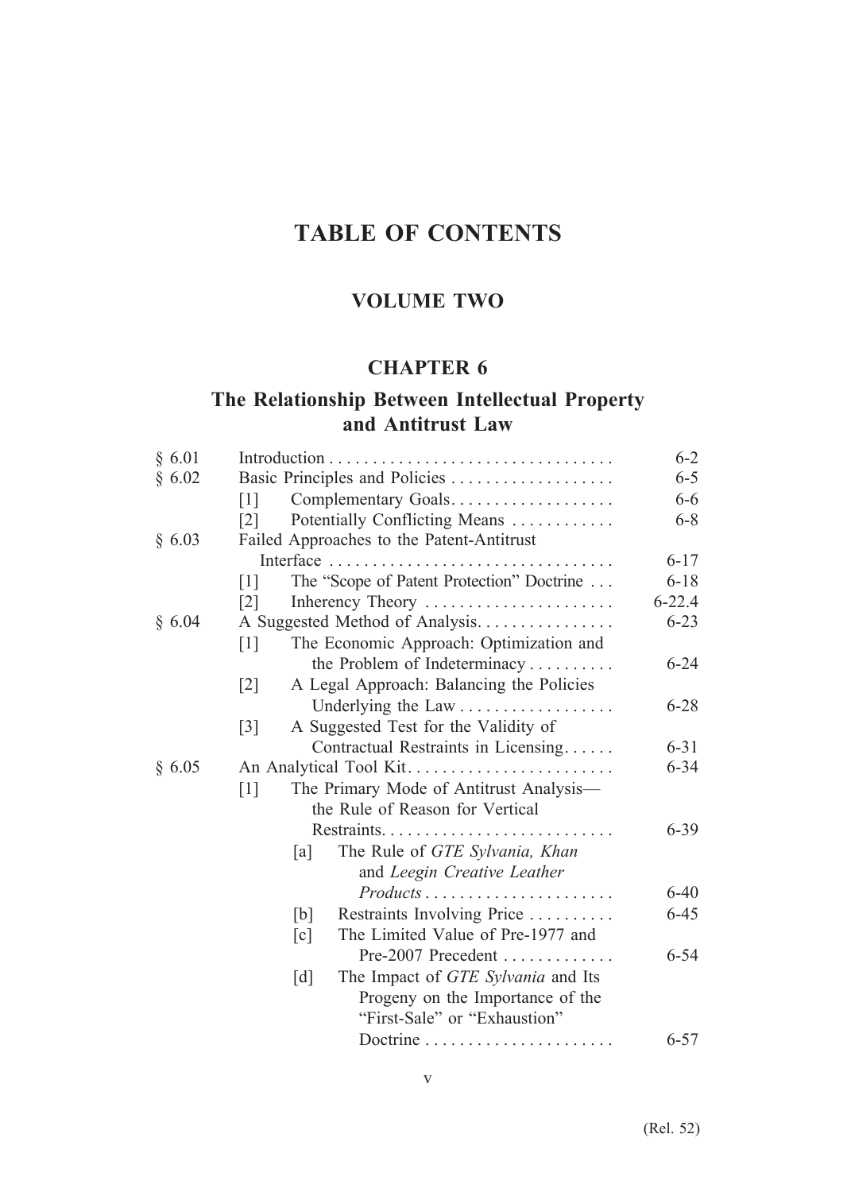# TABLE OF CONTENTS

## VOLUME TWO

## CHAPTER 6

## The Relationship Between Intellectual Property and Antitrust Law

| | | |
|---|---|---|
| § 6.01 | Introduction | 6-2 |
| § 6.02 | Basic Principles and Policies | 6-5 |
| | [1] Complementary Goals | 6-6 |
| | [2] Potentially Conflicting Means | 6-8 |
| § 6.03 | Failed Approaches to the Patent-Antitrust Interface | 6-17 |
| | [1] The "Scope of Patent Protection" Doctrine | 6-18 |
| | [2] Inherency Theory | 6-22.4 |
| § 6.04 | A Suggested Method of Analysis | 6-23 |
| | [1] The Economic Approach: Optimization and the Problem of Indeterminacy | 6-24 |
| | [2] A Legal Approach: Balancing the Policies Underlying the Law | 6-28 |
| | [3] A Suggested Test for the Validity of Contractual Restraints in Licensing | 6-31 |
| § 6.05 | An Analytical Tool Kit | 6-34 |
| | [1] The Primary Mode of Antitrust Analysis—the Rule of Reason for Vertical Restraints | 6-39 |
| | [a] The Rule of *GTE Sylvania, Khan* and *Leegin Creative Leather Products* | 6-40 |
| | [b] Restraints Involving Price | 6-45 |
| | [c] The Limited Value of Pre-1977 and Pre-2007 Precedent | 6-54 |
| | [d] The Impact of *GTE Sylvania* and Its Progeny on the Importance of the "First-Sale" or "Exhaustion" Doctrine | 6-57 |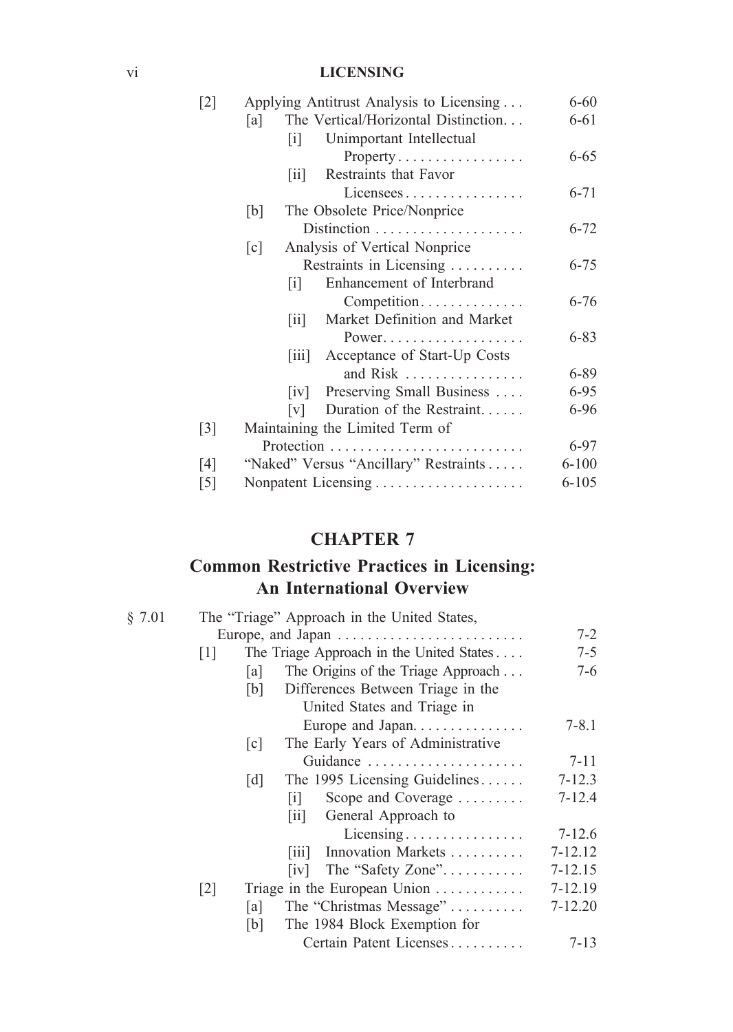| | | | |
|---|---|---|---|
| [2] | Applying Antitrust Analysis to Licensing | | 6-60 |
| | [a] | The Vertical/Horizontal Distinction | 6-61 |
| | | [i] Unimportant Intellectual Property | 6-65 |
| | | [ii] Restraints that Favor Licensees | 6-71 |
| | [b] | The Obsolete Price/Nonprice Distinction | 6-72 |
| | [c] | Analysis of Vertical Nonprice Restraints in Licensing | 6-75 |
| | | [i] Enhancement of Interbrand Competition | 6-76 |
| | | [ii] Market Definition and Market Power | 6-83 |
| | | [iii] Acceptance of Start-Up Costs and Risk | 6-89 |
| | | [iv] Preserving Small Business | 6-95 |
| | | [v] Duration of the Restraint | 6-96 |
| [3] | Maintaining the Limited Term of Protection | | 6-97 |
| [4] | "Naked" Versus "Ancillary" Restraints | | 6-100 |
| [5] | Nonpatent Licensing | | 6-105 |

# CHAPTER 7

## Common Restrictive Practices in Licensing: An International Overview

| | | | |
|---|---|---|---|
| § 7.01 | The "Triage" Approach in the United States, Europe, and Japan | | 7-2 |
| [1] | The Triage Approach in the United States | | 7-5 |
| | [a] | The Origins of the Triage Approach | 7-6 |
| | [b] | Differences Between Triage in the United States and Triage in Europe and Japan | 7-8.1 |
| | [c] | The Early Years of Administrative Guidance | 7-11 |
| | [d] | The 1995 Licensing Guidelines | 7-12.3 |
| | | [i] Scope and Coverage | 7-12.4 |
| | | [ii] General Approach to Licensing | 7-12.6 |
| | | [iii] Innovation Markets | 7-12.12 |
| | | [iv] The "Safety Zone" | 7-12.15 |
| [2] | Triage in the European Union | | 7-12.19 |
| | [a] | The "Christmas Message" | 7-12.20 |
| | [b] | The 1984 Block Exemption for Certain Patent Licenses | 7-13 |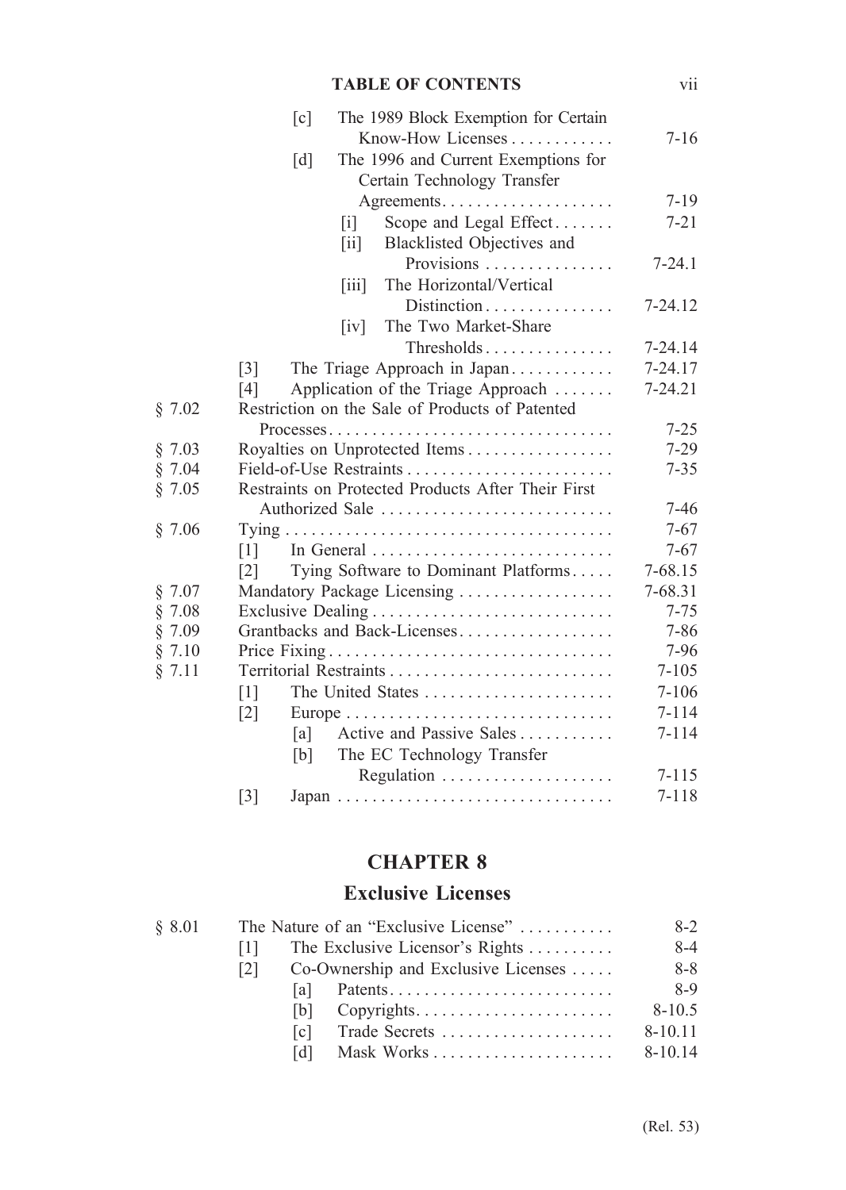| | | |
|---|---|---|
| | [c] The 1989 Block Exemption for Certain Know-How Licenses | 7-16 |
| | [d] The 1996 and Current Exemptions for Certain Technology Transfer Agreements | 7-19 |
| | [i] Scope and Legal Effect | 7-21 |
| | [ii] Blacklisted Objectives and Provisions | 7-24.1 |
| | [iii] The Horizontal/Vertical Distinction | 7-24.12 |
| | [iv] The Two Market-Share Thresholds | 7-24.14 |
| | [3] The Triage Approach in Japan | 7-24.17 |
| | [4] Application of the Triage Approach | 7-24.21 |
| § 7.02 | Restriction on the Sale of Products of Patented Processes | 7-25 |
| § 7.03 | Royalties on Unprotected Items | 7-29 |
| § 7.04 | Field-of-Use Restraints | 7-35 |
| § 7.05 | Restraints on Protected Products After Their First Authorized Sale | 7-46 |
| § 7.06 | Tying | 7-67 |
| | [1] In General | 7-67 |
| | [2] Tying Software to Dominant Platforms | 7-68.15 |
| § 7.07 | Mandatory Package Licensing | 7-68.31 |
| § 7.08 | Exclusive Dealing | 7-75 |
| § 7.09 | Grantbacks and Back-Licenses | 7-86 |
| § 7.10 | Price Fixing | 7-96 |
| § 7.11 | Territorial Restraints | 7-105 |
| | [1] The United States | 7-106 |
| | [2] Europe | 7-114 |
| | [a] Active and Passive Sales | 7-114 |
| | [b] The EC Technology Transfer Regulation | 7-115 |
| | [3] Japan | 7-118 |

# CHAPTER 8

## Exclusive Licenses

| | | |
|---|---|---|
| § 8.01 | The Nature of an "Exclusive License" | 8-2 |
| | [1] The Exclusive Licensor's Rights | 8-4 |
| | [2] Co-Ownership and Exclusive Licenses | 8-8 |
| | [a] Patents | 8-9 |
| | [b] Copyrights | 8-10.5 |
| | [c] Trade Secrets | 8-10.11 |
| | [d] Mask Works | 8-10.14 |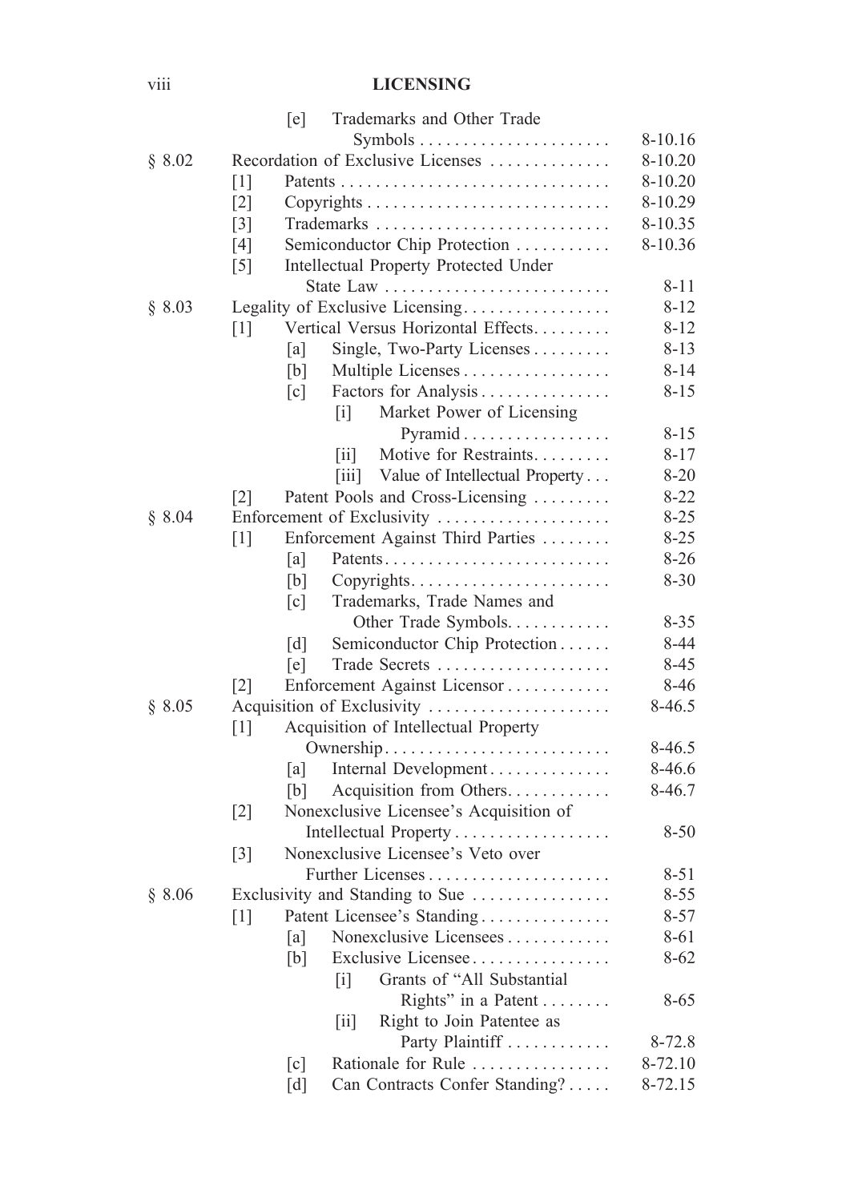| | | |
|---|---|---|
| | [e] Trademarks and Other Trade Symbols | 8-10.16 |
| § 8.02 | Recordation of Exclusive Licenses | 8-10.20 |
| | [1] Patents | 8-10.20 |
| | [2] Copyrights | 8-10.29 |
| | [3] Trademarks | 8-10.35 |
| | [4] Semiconductor Chip Protection | 8-10.36 |
| | [5] Intellectual Property Protected Under State Law | 8-11 |
| § 8.03 | Legality of Exclusive Licensing | 8-12 |
| | [1] Vertical Versus Horizontal Effects | 8-12 |
| | [a] Single, Two-Party Licenses | 8-13 |
| | [b] Multiple Licenses | 8-14 |
| | [c] Factors for Analysis | 8-15 |
| | [i] Market Power of Licensing Pyramid | 8-15 |
| | [ii] Motive for Restraints | 8-17 |
| | [iii] Value of Intellectual Property | 8-20 |
| | [2] Patent Pools and Cross-Licensing | 8-22 |
| § 8.04 | Enforcement of Exclusivity | 8-25 |
| | [1] Enforcement Against Third Parties | 8-25 |
| | [a] Patents | 8-26 |
| | [b] Copyrights | 8-30 |
| | [c] Trademarks, Trade Names and Other Trade Symbols | 8-35 |
| | [d] Semiconductor Chip Protection | 8-44 |
| | [e] Trade Secrets | 8-45 |
| | [2] Enforcement Against Licensor | 8-46 |
| § 8.05 | Acquisition of Exclusivity | 8-46.5 |
| | [1] Acquisition of Intellectual Property Ownership | 8-46.5 |
| | [a] Internal Development | 8-46.6 |
| | [b] Acquisition from Others | 8-46.7 |
| | [2] Nonexclusive Licensee's Acquisition of Intellectual Property | 8-50 |
| | [3] Nonexclusive Licensee's Veto over Further Licenses | 8-51 |
| § 8.06 | Exclusivity and Standing to Sue | 8-55 |
| | [1] Patent Licensee's Standing | 8-57 |
| | [a] Nonexclusive Licensees | 8-61 |
| | [b] Exclusive Licensee | 8-62 |
| | [i] Grants of "All Substantial Rights" in a Patent | 8-65 |
| | [ii] Right to Join Patentee as Party Plaintiff | 8-72.8 |
| | [c] Rationale for Rule | 8-72.10 |
| | [d] Can Contracts Confer Standing? | 8-72.15 |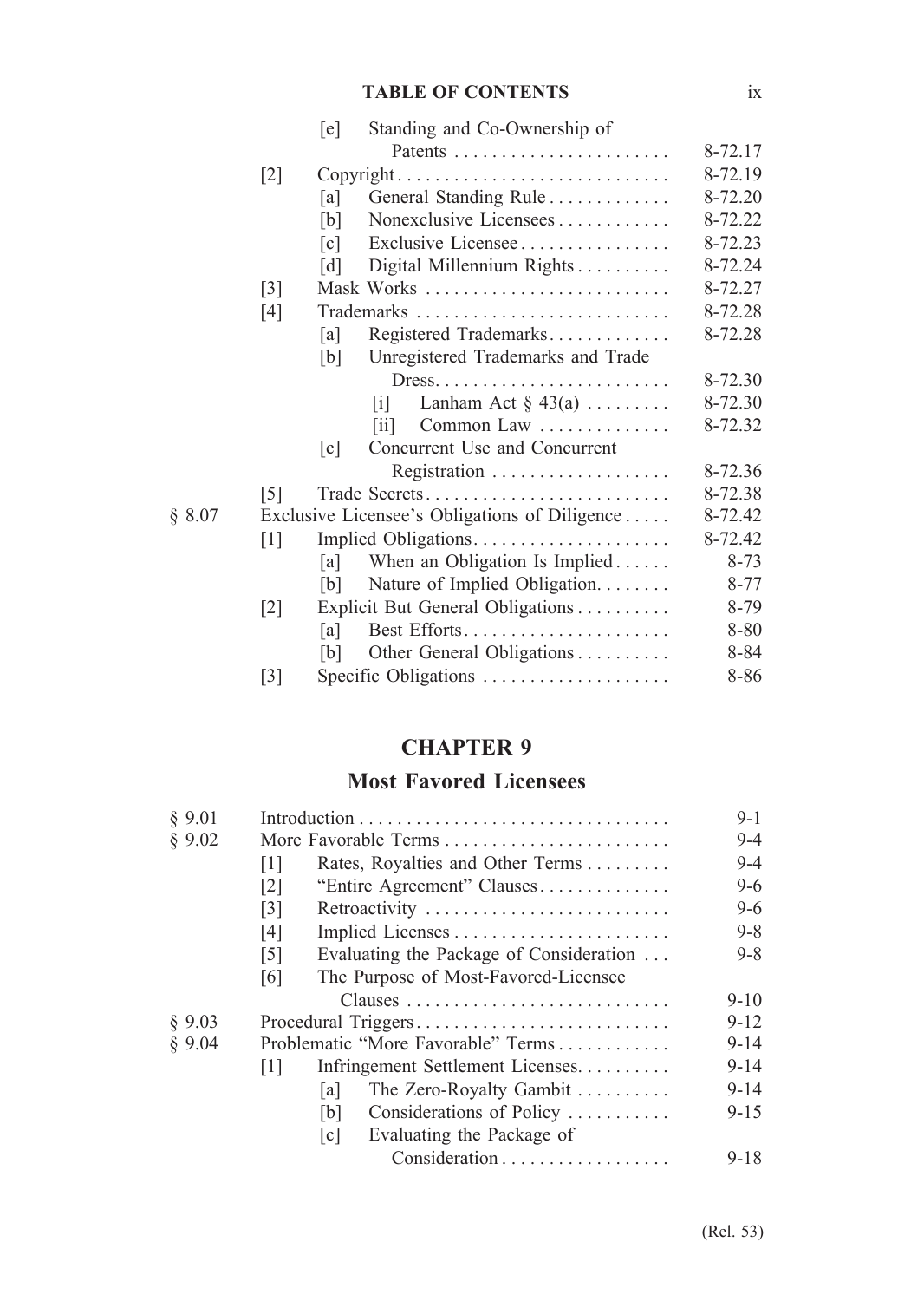| | | | | |
|---|---|---|---|---|
| | | [e] | Standing and Co-Ownership of Patents | 8-72.17 |
| | [2] | | Copyright | 8-72.19 |
| | | [a] | General Standing Rule | 8-72.20 |
| | | [b] | Nonexclusive Licensees | 8-72.22 |
| | | [c] | Exclusive Licensee | 8-72.23 |
| | | [d] | Digital Millennium Rights | 8-72.24 |
| | [3] | | Mask Works | 8-72.27 |
| | [4] | | Trademarks | 8-72.28 |
| | | [a] | Registered Trademarks | 8-72.28 |
| | | [b] | Unregistered Trademarks and Trade Dress | 8-72.30 |
| | | | [i] Lanham Act § 43(a) | 8-72.30 |
| | | | [ii] Common Law | 8-72.32 |
| | | [c] | Concurrent Use and Concurrent Registration | 8-72.36 |
| | [5] | | Trade Secrets | 8-72.38 |
| § 8.07 | | | Exclusive Licensee's Obligations of Diligence | 8-72.42 |
| | [1] | | Implied Obligations | 8-72.42 |
| | | [a] | When an Obligation Is Implied | 8-73 |
| | | [b] | Nature of Implied Obligation | 8-77 |
| | [2] | | Explicit But General Obligations | 8-79 |
| | | [a] | Best Efforts | 8-80 |
| | | [b] | Other General Obligations | 8-84 |
| | [3] | | Specific Obligations | 8-86 |

## CHAPTER 9

## Most Favored Licensees

| | | | | |
|---|---|---|---|---|
| § 9.01 | | | Introduction | 9-1 |
| § 9.02 | | | More Favorable Terms | 9-4 |
| | [1] | | Rates, Royalties and Other Terms | 9-4 |
| | [2] | | "Entire Agreement" Clauses | 9-6 |
| | [3] | | Retroactivity | 9-6 |
| | [4] | | Implied Licenses | 9-8 |
| | [5] | | Evaluating the Package of Consideration | 9-8 |
| | [6] | | The Purpose of Most-Favored-Licensee Clauses | 9-10 |
| § 9.03 | | | Procedural Triggers | 9-12 |
| § 9.04 | | | Problematic "More Favorable" Terms | 9-14 |
| | [1] | | Infringement Settlement Licenses | 9-14 |
| | | [a] | The Zero-Royalty Gambit | 9-14 |
| | | [b] | Considerations of Policy | 9-15 |
| | | [c] | Evaluating the Package of Consideration | 9-18 |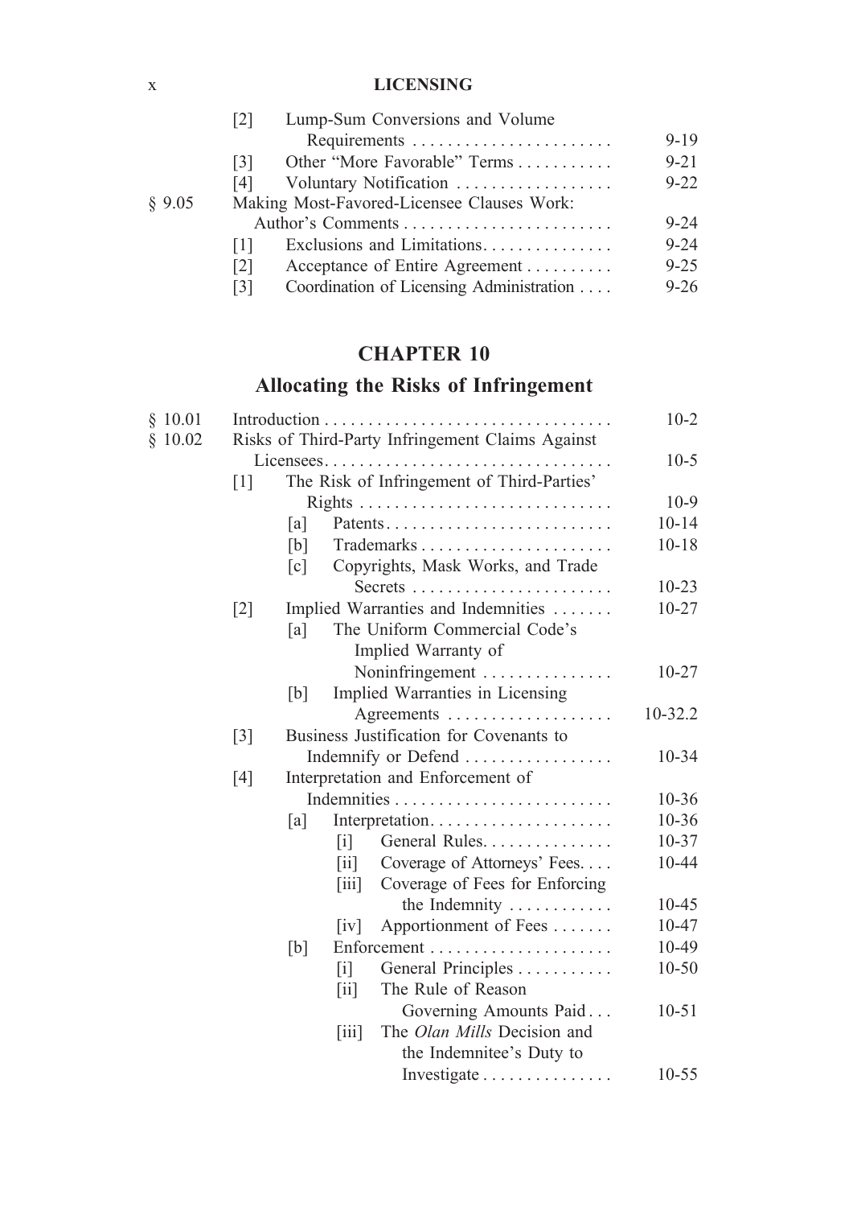| | | | | | |
|---|---|---|---|---|---|
| | [2] | Lump-Sum Conversions and Volume Requirements | | | 9-19 |
| | [3] | Other "More Favorable" Terms | | | 9-21 |
| | [4] | Voluntary Notification | | | 9-22 |
| § 9.05 | Making Most-Favored-Licensee Clauses Work: Author's Comments | | | | 9-24 |
| | [1] | Exclusions and Limitations | | | 9-24 |
| | [2] | Acceptance of Entire Agreement | | | 9-25 |
| | [3] | Coordination of Licensing Administration | | | 9-26 |

# CHAPTER 10

## Allocating the Risks of Infringement

| | | | | | |
|---|---|---|---|---|---|
| § 10.01 | Introduction | | | | 10-2 |
| § 10.02 | Risks of Third-Party Infringement Claims Against Licensees | | | | 10-5 |
| | [1] | The Risk of Infringement of Third-Parties' Rights | | | 10-9 |
| | | [a] | Patents | | 10-14 |
| | | [b] | Trademarks | | 10-18 |
| | | [c] | Copyrights, Mask Works, and Trade Secrets | | 10-23 |
| | [2] | Implied Warranties and Indemnities | | | 10-27 |
| | | [a] | The Uniform Commercial Code's Implied Warranty of Noninfringement | | 10-27 |
| | | [b] | Implied Warranties in Licensing Agreements | | 10-32.2 |
| | [3] | Business Justification for Covenants to Indemnify or Defend | | | 10-34 |
| | [4] | Interpretation and Enforcement of Indemnities | | | 10-36 |
| | | [a] | Interpretation | | 10-36 |
| | | | [i] | General Rules | 10-37 |
| | | | [ii] | Coverage of Attorneys' Fees | 10-44 |
| | | | [iii] | Coverage of Fees for Enforcing the Indemnity | 10-45 |
| | | | [iv] | Apportionment of Fees | 10-47 |
| | | [b] | Enforcement | | 10-49 |
| | | | [i] | General Principles | 10-50 |
| | | | [ii] | The Rule of Reason Governing Amounts Paid | 10-51 |
| | | | [iii] | The *Olan Mills* Decision and the Indemnitee's Duty to Investigate | 10-55 |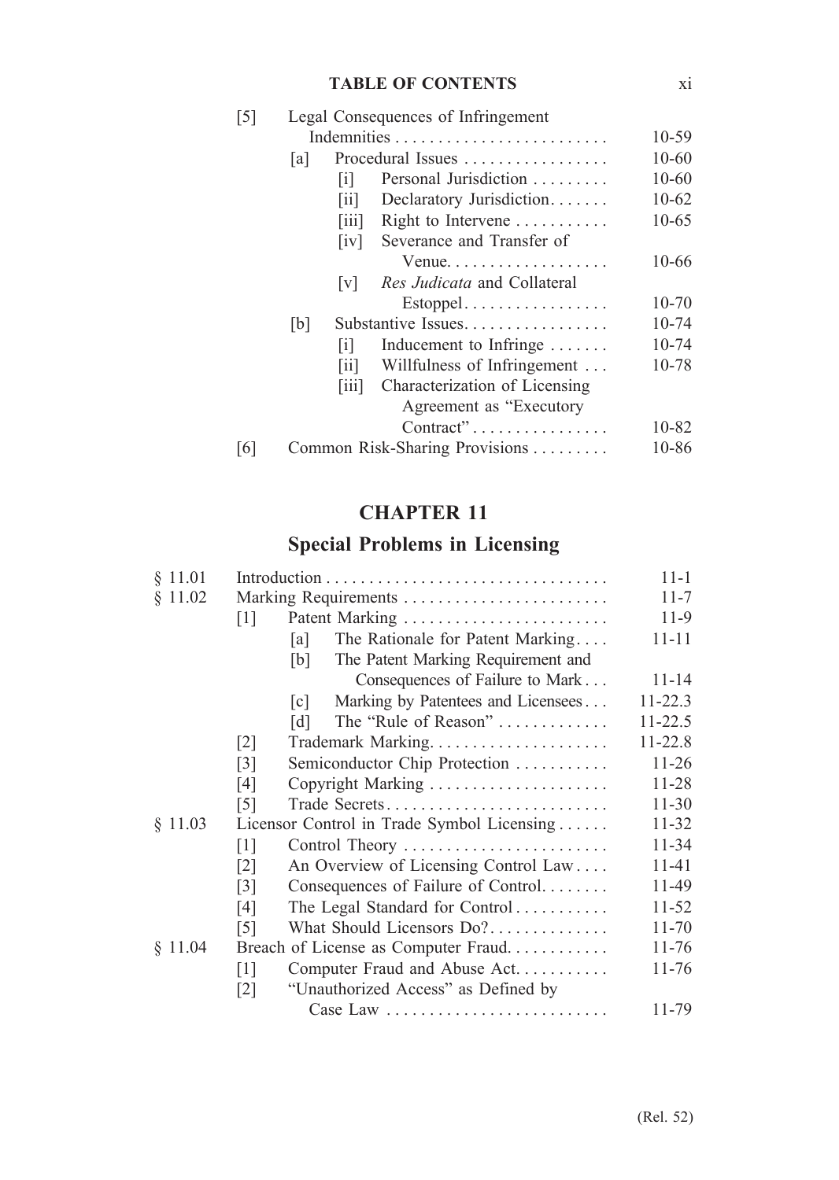| | | | |
|---|---|---|---|
| [5] | Legal Consequences of Infringement Indemnities | | 10-59 |
| | [a] | Procedural Issues | 10-60 |
| | | [i] Personal Jurisdiction | 10-60 |
| | | [ii] Declaratory Jurisdiction | 10-62 |
| | | [iii] Right to Intervene | 10-65 |
| | | [iv] Severance and Transfer of Venue | 10-66 |
| | | [v] *Res Judicata* and Collateral Estoppel | 10-70 |
| | [b] | Substantive Issues | 10-74 |
| | | [i] Inducement to Infringe | 10-74 |
| | | [ii] Willfulness of Infringement | 10-78 |
| | | [iii] Characterization of Licensing Agreement as "Executory Contract" | 10-82 |
| [6] | Common Risk-Sharing Provisions | | 10-86 |

# CHAPTER 11

## Special Problems in Licensing

| | | | |
|---|---|---|---|
| § 11.01 | Introduction | | 11-1 |
| § 11.02 | Marking Requirements | | 11-7 |
| | [1] | Patent Marking | 11-9 |
| | | [a] The Rationale for Patent Marking | 11-11 |
| | | [b] The Patent Marking Requirement and Consequences of Failure to Mark | 11-14 |
| | | [c] Marking by Patentees and Licensees | 11-22.3 |
| | | [d] The "Rule of Reason" | 11-22.5 |
| | [2] | Trademark Marking | 11-22.8 |
| | [3] | Semiconductor Chip Protection | 11-26 |
| | [4] | Copyright Marking | 11-28 |
| | [5] | Trade Secrets | 11-30 |
| § 11.03 | Licensor Control in Trade Symbol Licensing | | 11-32 |
| | [1] | Control Theory | 11-34 |
| | [2] | An Overview of Licensing Control Law | 11-41 |
| | [3] | Consequences of Failure of Control | 11-49 |
| | [4] | The Legal Standard for Control | 11-52 |
| | [5] | What Should Licensors Do? | 11-70 |
| § 11.04 | Breach of License as Computer Fraud | | 11-76 |
| | [1] | Computer Fraud and Abuse Act | 11-76 |
| | [2] | "Unauthorized Access" as Defined by Case Law | 11-79 |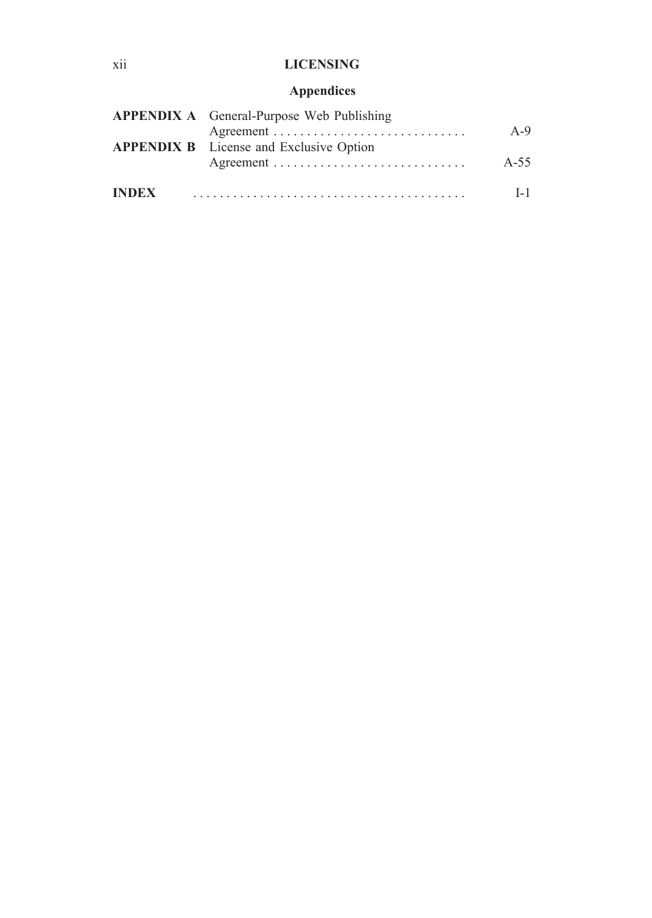## Appendices

| | | |
|---|---|---|
| **APPENDIX A** | General-Purpose Web Publishing Agreement | A-9 |
| **APPENDIX B** | License and Exclusive Option Agreement | A-55 |
| **INDEX** | | I-1 |